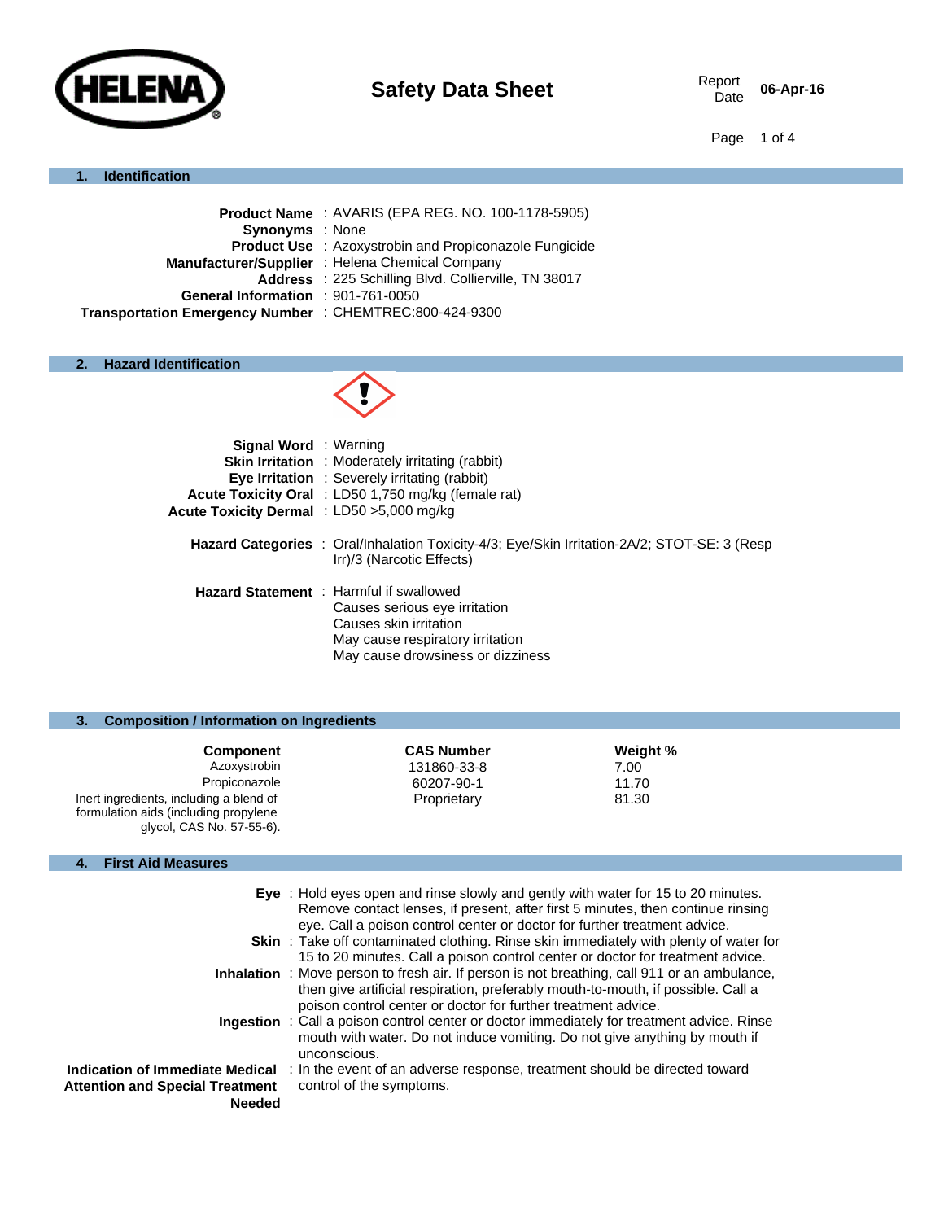HELENA

# Safety Data Sheet

Report Date 06-Apr-16

## 1. Identification

**Product Name** : AVARIS (EPA REG. NO. 100-1178-5905)
**Synonyms** : None
**Product Use** : Azoxystrobin and Propiconazole Fungicide
**Manufacturer/Supplier** : Helena Chemical Company
**Address** : 225 Schilling Blvd. Collierville, TN 38017
**General Information** : 901-761-0050
**Transportation Emergency Number** : CHEMTREC:800-424-9300

## 2. Hazard Identification

**Signal Word** : Warning
**Skin Irritation** : Moderately irritating (rabbit)
**Eye Irritation** : Severely irritating (rabbit)
**Acute Toxicity Oral** : LD50 1,750 mg/kg (female rat)
**Acute Toxicity Dermal** : LD50 >5,000 mg/kg

**Hazard Categories** : Oral/Inhalation Toxicity-4/3; Eye/Skin Irritation-2A/2; STOT-SE: 3 (Resp Irr)/3 (Narcotic Effects)

**Hazard Statement** : Harmful if swallowed
Causes serious eye irritation
Causes skin irritation
May cause respiratory irritation
May cause drowsiness or dizziness

## 3. Composition / Information on Ingredients

| Component | CAS Number | Weight % |
|---|---|---|
| Azoxystrobin | 131860-33-8 | 7.00 |
| Propiconazole | 60207-90-1 | 11.70 |
| Inert ingredients, including a blend of formulation aids (including propylene glycol, CAS No. 57-55-6). | Proprietary | 81.30 |

## 4. First Aid Measures

**Eye** : Hold eyes open and rinse slowly and gently with water for 15 to 20 minutes. Remove contact lenses, if present, after first 5 minutes, then continue rinsing eye. Call a poison control center or doctor for further treatment advice.

**Skin** : Take off contaminated clothing. Rinse skin immediately with plenty of water for 15 to 20 minutes. Call a poison control center or doctor for treatment advice.

**Inhalation** : Move person to fresh air. If person is not breathing, call 911 or an ambulance, then give artificial respiration, preferably mouth-to-mouth, if possible. Call a poison control center or doctor for further treatment advice.

**Ingestion** : Call a poison control center or doctor immediately for treatment advice. Rinse mouth with water. Do not induce vomiting. Do not give anything by mouth if unconscious.

**Indication of Immediate Medical Attention and Special Treatment Needed** : In the event of an adverse response, treatment should be directed toward control of the symptoms.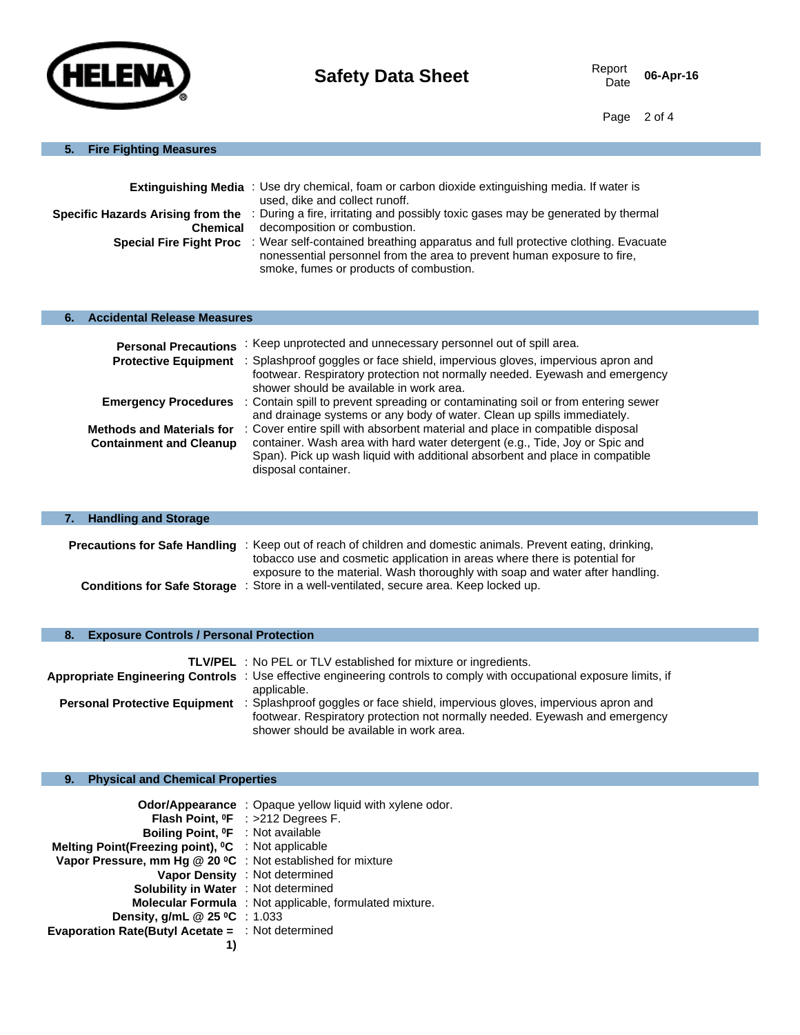## 5. Fire Fighting Measures

**Extinguishing Media** : Use dry chemical, foam or carbon dioxide extinguishing media. If water is used, dike and collect runoff.

**Specific Hazards Arising from the Chemical** : During a fire, irritating and possibly toxic gases may be generated by thermal decomposition or combustion.

**Special Fire Fight Proc** : Wear self-contained breathing apparatus and full protective clothing. Evacuate nonessential personnel from the area to prevent human exposure to fire, smoke, fumes or products of combustion.

## 6. Accidental Release Measures

**Personal Precautions** : Keep unprotected and unnecessary personnel out of spill area.

**Protective Equipment** : Splashproof goggles or face shield, impervious gloves, impervious apron and footwear. Respiratory protection not normally needed. Eyewash and emergency shower should be available in work area.

**Emergency Procedures** : Contain spill to prevent spreading or contaminating soil or from entering sewer and drainage systems or any body of water. Clean up spills immediately.

**Methods and Materials for Containment and Cleanup** : Cover entire spill with absorbent material and place in compatible disposal container. Wash area with hard water detergent (e.g., Tide, Joy or Spic and Span). Pick up wash liquid with additional absorbent and place in compatible disposal container.

## 7. Handling and Storage

**Precautions for Safe Handling** : Keep out of reach of children and domestic animals. Prevent eating, drinking, tobacco use and cosmetic application in areas where there is potential for exposure to the material. Wash thoroughly with soap and water after handling.

**Conditions for Safe Storage** : Store in a well-ventilated, secure area. Keep locked up.

## 8. Exposure Controls / Personal Protection

**TLV/PEL** : No PEL or TLV established for mixture or ingredients.

**Appropriate Engineering Controls** : Use effective engineering controls to comply with occupational exposure limits, if applicable.

**Personal Protective Equipment** : Splashproof goggles or face shield, impervious gloves, impervious apron and footwear. Respiratory protection not normally needed. Eyewash and emergency shower should be available in work area.

## 9. Physical and Chemical Properties

**Odor/Appearance** : Opaque yellow liquid with xylene odor.

**Flash Point, ⁰F** : >212 Degrees F.

**Boiling Point, ⁰F** : Not available

**Melting Point(Freezing point), ⁰C** : Not applicable

**Vapor Pressure, mm Hg @ 20 ⁰C** : Not established for mixture

**Vapor Density** : Not determined

**Solubility in Water** : Not determined

**Molecular Formula** : Not applicable, formulated mixture.

**Density, g/mL @ 25 ⁰C** : 1.033

**Evaporation Rate(Butyl Acetate = 1)** : Not determined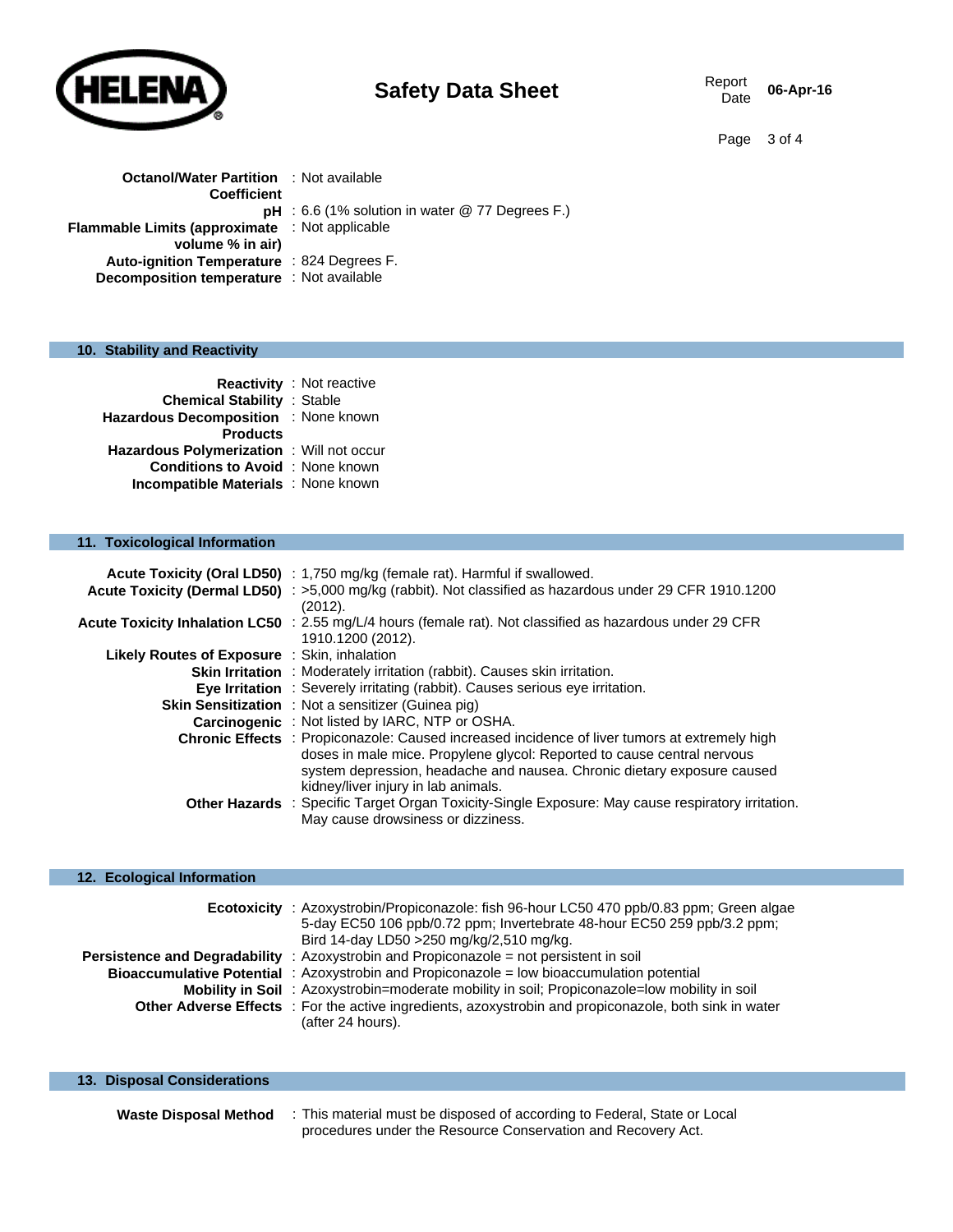**Octanol/Water Partition Coefficient** : Not available

**pH** : 6.6 (1% solution in water @ 77 Degrees F.)

**Flammable Limits (approximate volume % in air)** : Not applicable

**Auto-ignition Temperature** : 824 Degrees F.

**Decomposition temperature** : Not available

## 10. Stability and Reactivity

**Reactivity** : Not reactive

**Chemical Stability** : Stable

**Hazardous Decomposition Products** : None known

**Hazardous Polymerization** : Will not occur

**Conditions to Avoid** : None known

**Incompatible Materials** : None known

## 11. Toxicological Information

**Acute Toxicity (Oral LD50)** : 1,750 mg/kg (female rat). Harmful if swallowed.

**Acute Toxicity (Dermal LD50)** : >5,000 mg/kg (rabbit). Not classified as hazardous under 29 CFR 1910.1200 (2012).

**Acute Toxicity Inhalation LC50** : 2.55 mg/L/4 hours (female rat). Not classified as hazardous under 29 CFR 1910.1200 (2012).

**Likely Routes of Exposure** : Skin, inhalation

**Skin Irritation** : Moderately irritation (rabbit). Causes skin irritation.

**Eye Irritation** : Severely irritating (rabbit). Causes serious eye irritation.

**Skin Sensitization** : Not a sensitizer (Guinea pig)

**Carcinogenic** : Not listed by IARC, NTP or OSHA.

**Chronic Effects** : Propiconazole: Caused increased incidence of liver tumors at extremely high doses in male mice. Propylene glycol: Reported to cause central nervous system depression, headache and nausea. Chronic dietary exposure caused kidney/liver injury in lab animals.

**Other Hazards** : Specific Target Organ Toxicity-Single Exposure: May cause respiratory irritation. May cause drowsiness or dizziness.

## 12. Ecological Information

**Ecotoxicity** : Azoxystrobin/Propiconazole: fish 96-hour LC50 470 ppb/0.83 ppm; Green algae 5-day EC50 106 ppb/0.72 ppm; Invertebrate 48-hour EC50 259 ppb/3.2 ppm; Bird 14-day LD50 >250 mg/kg/2,510 mg/kg.

**Persistence and Degradability** : Azoxystrobin and Propiconazole = not persistent in soil

**Bioaccumulative Potential** : Azoxystrobin and Propiconazole = low bioaccumulation potential

**Mobility in Soil** : Azoxystrobin=moderate mobility in soil; Propiconazole=low mobility in soil

**Other Adverse Effects** : For the active ingredients, azoxystrobin and propiconazole, both sink in water (after 24 hours).

## 13. Disposal Considerations

**Waste Disposal Method** : This material must be disposed of according to Federal, State or Local procedures under the Resource Conservation and Recovery Act.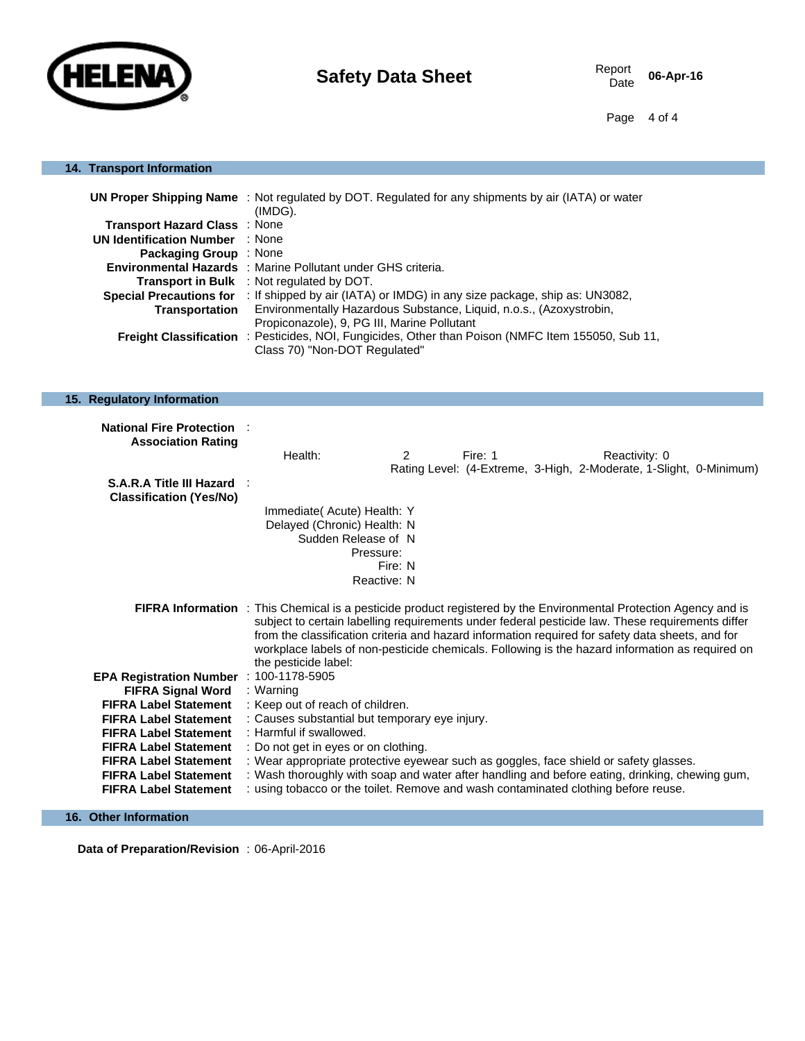## 14. Transport Information

**UN Proper Shipping Name** : Not regulated by DOT. Regulated for any shipments by air (IATA) or water (IMDG).

**Transport Hazard Class** : None

**UN Identification Number** : None

**Packaging Group** : None

**Environmental Hazards** : Marine Pollutant under GHS criteria.

**Transport in Bulk** : Not regulated by DOT.

**Special Precautions for Transportation** : If shipped by air (IATA) or IMDG) in any size package, ship as: UN3082, Environmentally Hazardous Substance, Liquid, n.o.s., (Azoxystrobin, Propiconazole), 9, PG III, Marine Pollutant

**Freight Classification** : Pesticides, NOI, Fungicides, Other than Poison (NMFC Item 155050, Sub 11, Class 70) "Non-DOT Regulated"

## 15. Regulatory Information

**National Fire Protection Association Rating** :

Health: 2 Fire: 1 Reactivity: 0

Rating Level: (4-Extreme, 3-High, 2-Moderate, 1-Slight, 0-Minimum)

**S.A.R.A Title III Hazard Classification (Yes/No)** :

Immediate( Acute) Health: Y
Delayed (Chronic) Health: N
Sudden Release of Pressure: N
Fire: N
Reactive: N

**FIFRA Information** : This Chemical is a pesticide product registered by the Environmental Protection Agency and is subject to certain labelling requirements under federal pesticide law. These requirements differ from the classification criteria and hazard information required for safety data sheets, and for workplace labels of non-pesticide chemicals. Following is the hazard information as required on the pesticide label:

**EPA Registration Number** : 100-1178-5905

**FIFRA Signal Word** : Warning

**FIFRA Label Statement** : Keep out of reach of children.

**FIFRA Label Statement** : Causes substantial but temporary eye injury.

**FIFRA Label Statement** : Harmful if swallowed.

**FIFRA Label Statement** : Do not get in eyes or on clothing.

**FIFRA Label Statement** : Wear appropriate protective eyewear such as goggles, face shield or safety glasses.

**FIFRA Label Statement** : Wash thoroughly with soap and water after handling and before eating, drinking, chewing gum,

**FIFRA Label Statement** : using tobacco or the toilet. Remove and wash contaminated clothing before reuse.

## 16. Other Information

**Data of Preparation/Revision** : 06-April-2016